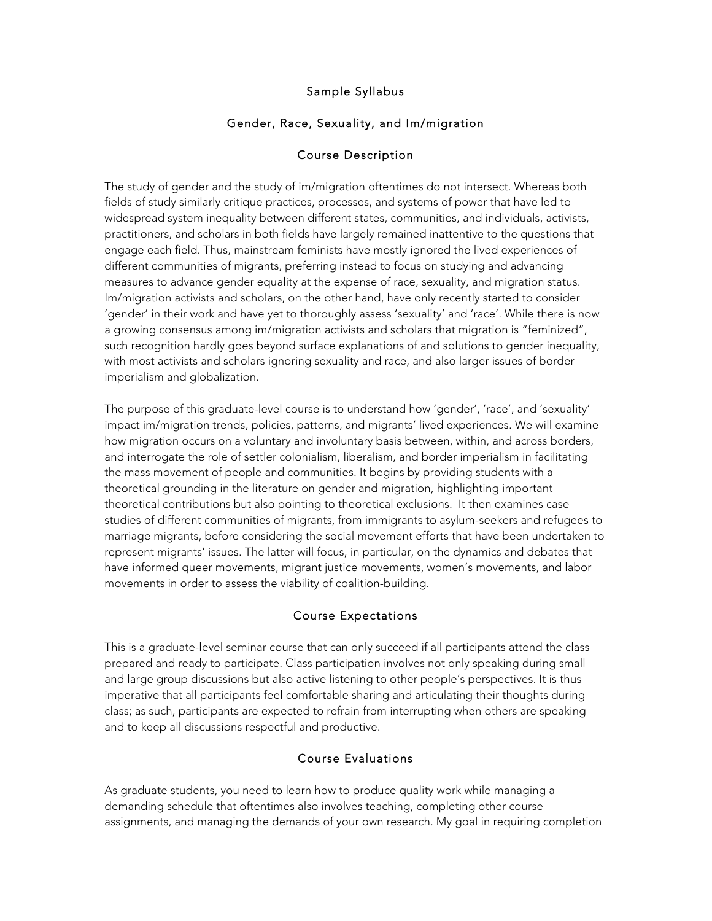# Sample Syllabus

## Gender, Race, Sexuality, and Im/migration

### Course Description

The study of gender and the study of im/migration oftentimes do not intersect. Whereas both fields of study similarly critique practices, processes, and systems of power that have led to widespread system inequality between different states, communities, and individuals, activists, practitioners, and scholars in both fields have largely remained inattentive to the questions that engage each field. Thus, mainstream feminists have mostly ignored the lived experiences of different communities of migrants, preferring instead to focus on studying and advancing measures to advance gender equality at the expense of race, sexuality, and migration status. Im/migration activists and scholars, on the other hand, have only recently started to consider 'gender' in their work and have yet to thoroughly assess 'sexuality' and 'race'. While there is now a growing consensus among im/migration activists and scholars that migration is "feminized", such recognition hardly goes beyond surface explanations of and solutions to gender inequality, with most activists and scholars ignoring sexuality and race, and also larger issues of border imperialism and globalization.

The purpose of this graduate-level course is to understand how 'gender', 'race', and 'sexuality' impact im/migration trends, policies, patterns, and migrants' lived experiences. We will examine how migration occurs on a voluntary and involuntary basis between, within, and across borders, and interrogate the role of settler colonialism, liberalism, and border imperialism in facilitating the mass movement of people and communities. It begins by providing students with a theoretical grounding in the literature on gender and migration, highlighting important theoretical contributions but also pointing to theoretical exclusions. It then examines case studies of different communities of migrants, from immigrants to asylum-seekers and refugees to marriage migrants, before considering the social movement efforts that have been undertaken to represent migrants' issues. The latter will focus, in particular, on the dynamics and debates that have informed queer movements, migrant justice movements, women's movements, and labor movements in order to assess the viability of coalition-building.

### Course Expectations

This is a graduate-level seminar course that can only succeed if all participants attend the class prepared and ready to participate. Class participation involves not only speaking during small and large group discussions but also active listening to other people's perspectives. It is thus imperative that all participants feel comfortable sharing and articulating their thoughts during class; as such, participants are expected to refrain from interrupting when others are speaking and to keep all discussions respectful and productive.

### Course Evaluations

As graduate students, you need to learn how to produce quality work while managing a demanding schedule that oftentimes also involves teaching, completing other course assignments, and managing the demands of your own research. My goal in requiring completion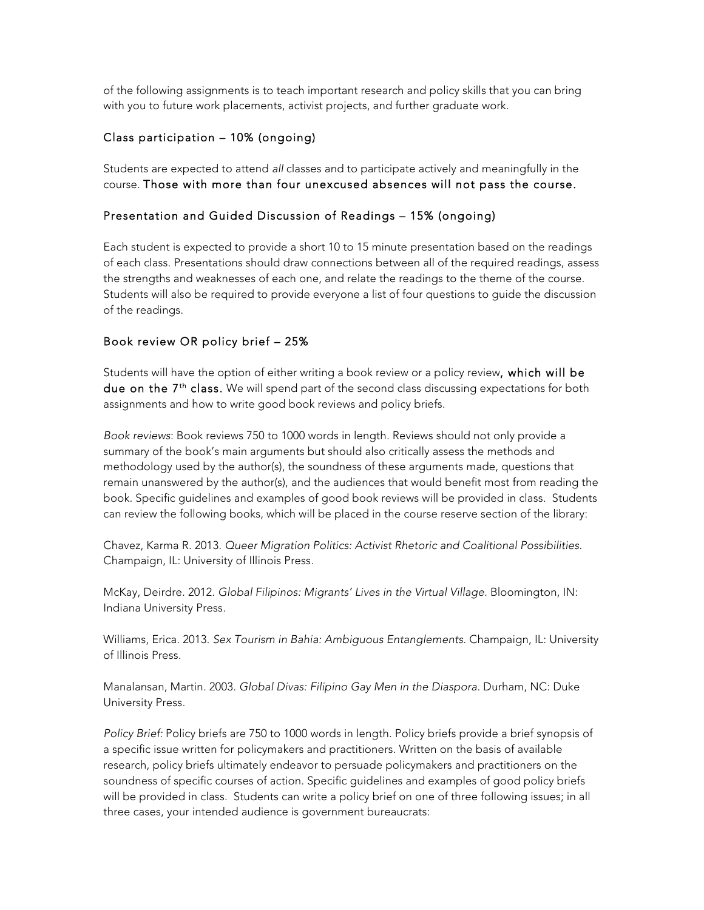of the following assignments is to teach important research and policy skills that you can bring with you to future work placements, activist projects, and further graduate work.

### Class participation – 10% (ongoing)

Students are expected to attend *all* classes and to participate actively and meaningfully in the course. **Those with more than four unexcused absences will not pass the course.**

### Presentation and Guided Discussion of Readings – 15% (ongoing)

Each student is expected to provide a short 10 to 15 minute presentation based on the readings of each class. Presentations should draw connections between all of the required readings, assess the strengths and weaknesses of each one, and relate the readings to the theme of the course. Students will also be required to provide everyone a list of four questions to guide the discussion of the readings.

### Book review OR policy brief – 25%

Students will have the option of either writing a book review or a policy review**, which will be due on the 7th class.** We will spend part of the second class discussing expectations for both assignments and how to write good book reviews and policy briefs.

*Book reviews*: Book reviews 750 to 1000 words in length. Reviews should not only provide a summary of the book's main arguments but should also critically assess the methods and methodology used by the author(s), the soundness of these arguments made, questions that remain unanswered by the author(s), and the audiences that would benefit most from reading the book. Specific guidelines and examples of good book reviews will be provided in class. Students can review the following books, which will be placed in the course reserve section of the library:

Chavez, Karma R. 2013. *Queer Migration Politics: Activist Rhetoric and Coalitional Possibilities.* Champaign, IL: University of Illinois Press.

McKay, Deirdre. 2012. *Global Filipinos: Migrants' Lives in the Virtual Village.* Bloomington, IN: Indiana University Press.

Williams, Erica. 2013. *Sex Tourism in Bahia: Ambiguous Entanglements.* Champaign, IL: University of Illinois Press.

Manalansan, Martin. 2003. *Global Divas: Filipino Gay Men in the Diaspora.* Durham, NC: Duke University Press.

*Policy Brief:* Policy briefs are 750 to 1000 words in length. Policy briefs provide a brief synopsis of a specific issue written for policymakers and practitioners. Written on the basis of available research, policy briefs ultimately endeavor to persuade policymakers and practitioners on the soundness of specific courses of action. Specific guidelines and examples of good policy briefs will be provided in class. Students can write a policy brief on one of three following issues; in all three cases, your intended audience is government bureaucrats: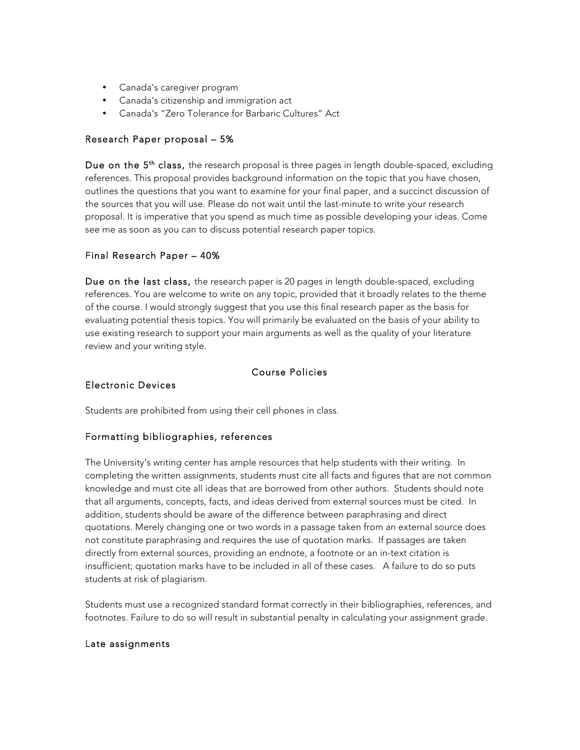- Canada's caregiver program
- Canada's citizenship and immigration act
- Canada's "Zero Tolerance for Barbaric Cultures" Act

### Research Paper proposal – 5%

**Due on the 5th class,** the research proposal is three pages in length double-spaced, excluding references. This proposal provides background information on the topic that you have chosen, outlines the questions that you want to examine for your final paper, and a succinct discussion of the sources that you will use. Please do not wait until the last-minute to write your research proposal. It is imperative that you spend as much time as possible developing your ideas. Come see me as soon as you can to discuss potential research paper topics.

### Final Research Paper – 40%

**Due on the last class,** the research paper is 20 pages in length double-spaced, excluding references. You are welcome to write on any topic, provided that it broadly relates to the theme of the course. I would strongly suggest that you use this final research paper as the basis for evaluating potential thesis topics. You will primarily be evaluated on the basis of your ability to use existing research to support your main arguments as well as the quality of your literature review and your writing style.

## Course Policies

### Electronic Devices

Students are prohibited from using their cell phones in class.

### Formatting bibliographies, references

The University's writing center has ample resources that help students with their writing. In completing the written assignments, students must cite all facts and figures that are not common knowledge and must cite all ideas that are borrowed from other authors. Students should note that all arguments, concepts, facts, and ideas derived from external sources must be cited. In addition, students should be aware of the difference between paraphrasing and direct quotations. Merely changing one or two words in a passage taken from an external source does not constitute paraphrasing and requires the use of quotation marks. If passages are taken directly from external sources, providing an endnote, a footnote or an in-text citation is insufficient; quotation marks have to be included in all of these cases. A failure to do so puts students at risk of plagiarism.

Students must use a recognized standard format correctly in their bibliographies, references, and footnotes. Failure to do so will result in substantial penalty in calculating your assignment grade.

### Late assignments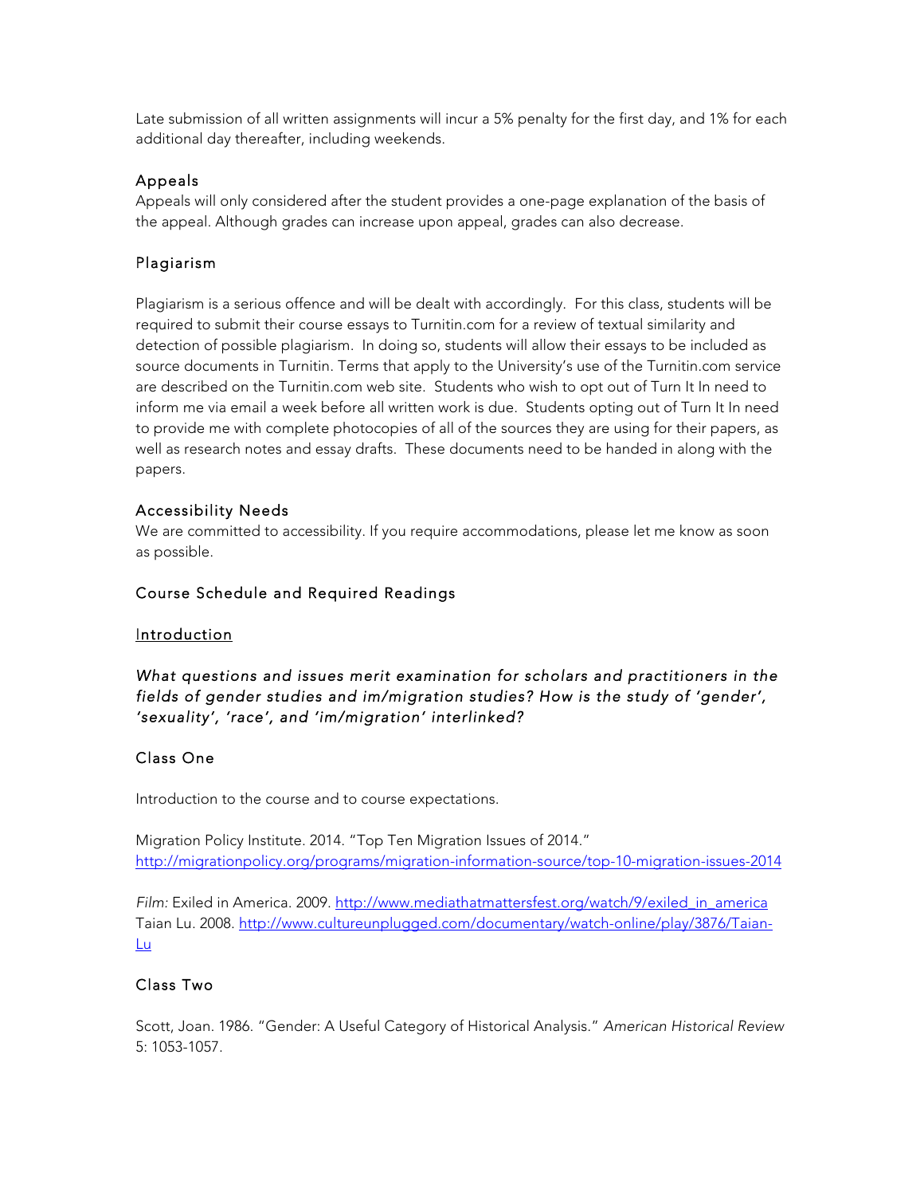Late submission of all written assignments will incur a 5% penalty for the first day, and 1% for each additional day thereafter, including weekends.

### Appeals

Appeals will only considered after the student provides a one-page explanation of the basis of the appeal. Although grades can increase upon appeal, grades can also decrease.

### Plagiarism

Plagiarism is a serious offence and will be dealt with accordingly. For this class, students will be required to submit their course essays to Turnitin.com for a review of textual similarity and detection of possible plagiarism. In doing so, students will allow their essays to be included as source documents in Turnitin. Terms that apply to the University's use of the Turnitin.com service are described on the Turnitin.com web site. Students who wish to opt out of Turn It In need to inform me via email a week before all written work is due. Students opting out of Turn It In need to provide me with complete photocopies of all of the sources they are using for their papers, as well as research notes and essay drafts. These documents need to be handed in along with the papers.

### Accessibility Needs

We are committed to accessibility. If you require accommodations, please let me know as soon as possible.

## Course Schedule and Required Readings

### Introduction

*What questions and issues merit examination for scholars and practitioners in the fields of gender studies and im/migration studies? How is the study of 'gender', 'sexuality', 'race', and 'im/migration' interlinked?*

### Class One

Introduction to the course and to course expectations.

Migration Policy Institute. 2014. "Top Ten Migration Issues of 2014." http://migrationpolicy.org/programs/migration-information-source/top-10-migration-issues-2014

*Film:* Exiled in America. 2009. http://www.mediathatmattersfest.org/watch/9/exiled_in_america
Taian Lu. 2008. http://www.cultureunplugged.com/documentary/watch-online/play/3876/Taian-Lu

### Class Two

Scott, Joan. 1986. "Gender: A Useful Category of Historical Analysis." *American Historical Review* 5: 1053-1057.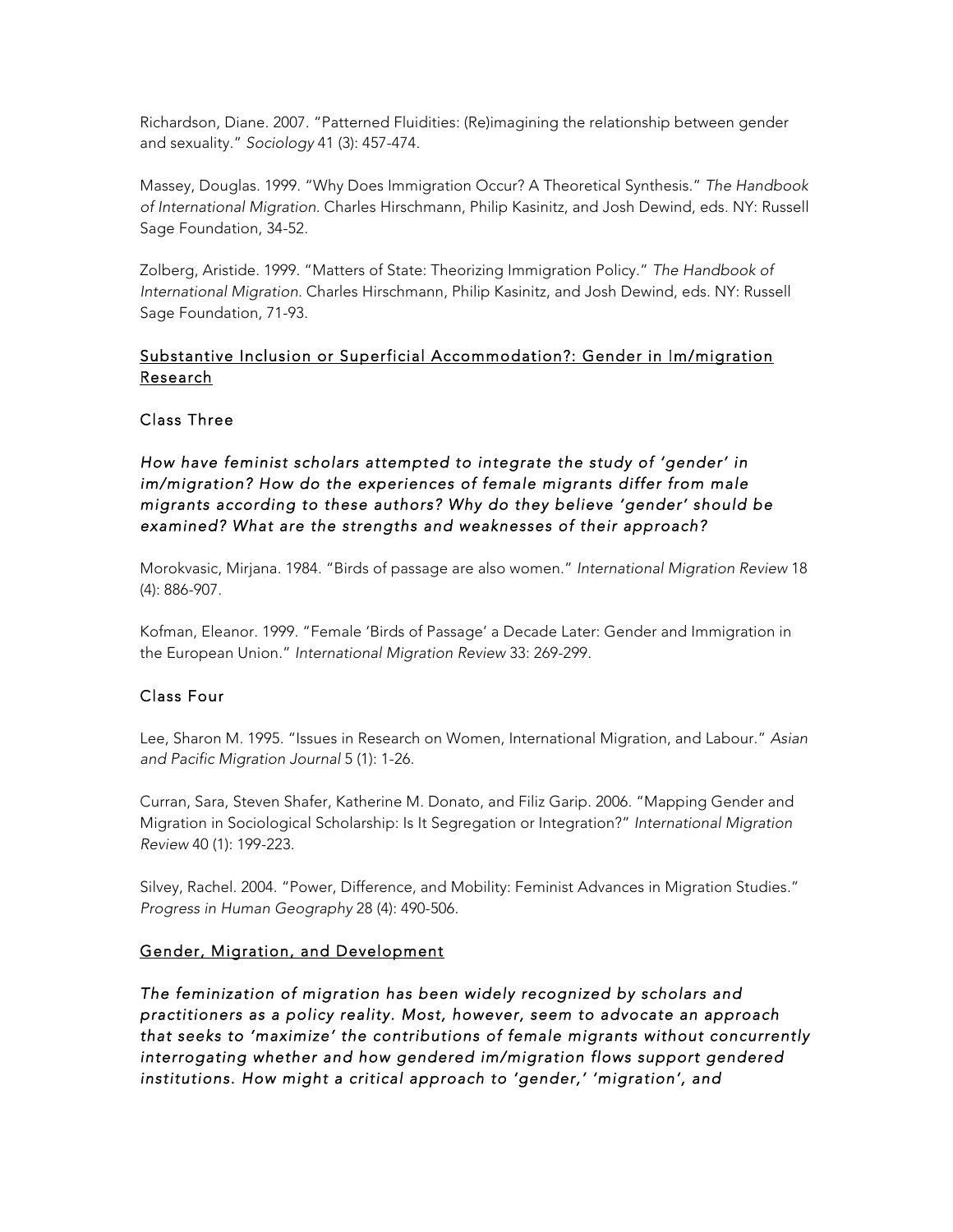Richardson, Diane. 2007. "Patterned Fluidities: (Re)imagining the relationship between gender and sexuality." *Sociology* 41 (3): 457-474.

Massey, Douglas. 1999. "Why Does Immigration Occur? A Theoretical Synthesis." *The Handbook of International Migration.* Charles Hirschmann, Philip Kasinitz, and Josh Dewind, eds. NY: Russell Sage Foundation, 34-52.

Zolberg, Aristide. 1999. "Matters of State: Theorizing Immigration Policy." *The Handbook of International Migration.* Charles Hirschmann, Philip Kasinitz, and Josh Dewind, eds. NY: Russell Sage Foundation, 71-93.

## Substantive Inclusion or Superficial Accommodation?: Gender in Im/migration Research

### Class Three

*How have feminist scholars attempted to integrate the study of 'gender' in im/migration? How do the experiences of female migrants differ from male migrants according to these authors? Why do they believe 'gender' should be examined? What are the strengths and weaknesses of their approach?*

Morokvasic, Mirjana. 1984. "Birds of passage are also women." *International Migration Review* 18 (4): 886-907.

Kofman, Eleanor. 1999. "Female 'Birds of Passage' a Decade Later: Gender and Immigration in the European Union." *International Migration Review* 33: 269-299.

### Class Four

Lee, Sharon M. 1995. "Issues in Research on Women, International Migration, and Labour." *Asian and Pacific Migration Journal* 5 (1): 1-26.

Curran, Sara, Steven Shafer, Katherine M. Donato, and Filiz Garip. 2006. "Mapping Gender and Migration in Sociological Scholarship: Is It Segregation or Integration?" *International Migration Review* 40 (1): 199-223.

Silvey, Rachel. 2004. "Power, Difference, and Mobility: Feminist Advances in Migration Studies." *Progress in Human Geography* 28 (4): 490-506.

## Gender, Migration, and Development

*The feminization of migration has been widely recognized by scholars and practitioners as a policy reality. Most, however, seem to advocate an approach that seeks to 'maximize' the contributions of female migrants without concurrently interrogating whether and how gendered im/migration flows support gendered institutions. How might a critical approach to 'gender,' 'migration', and*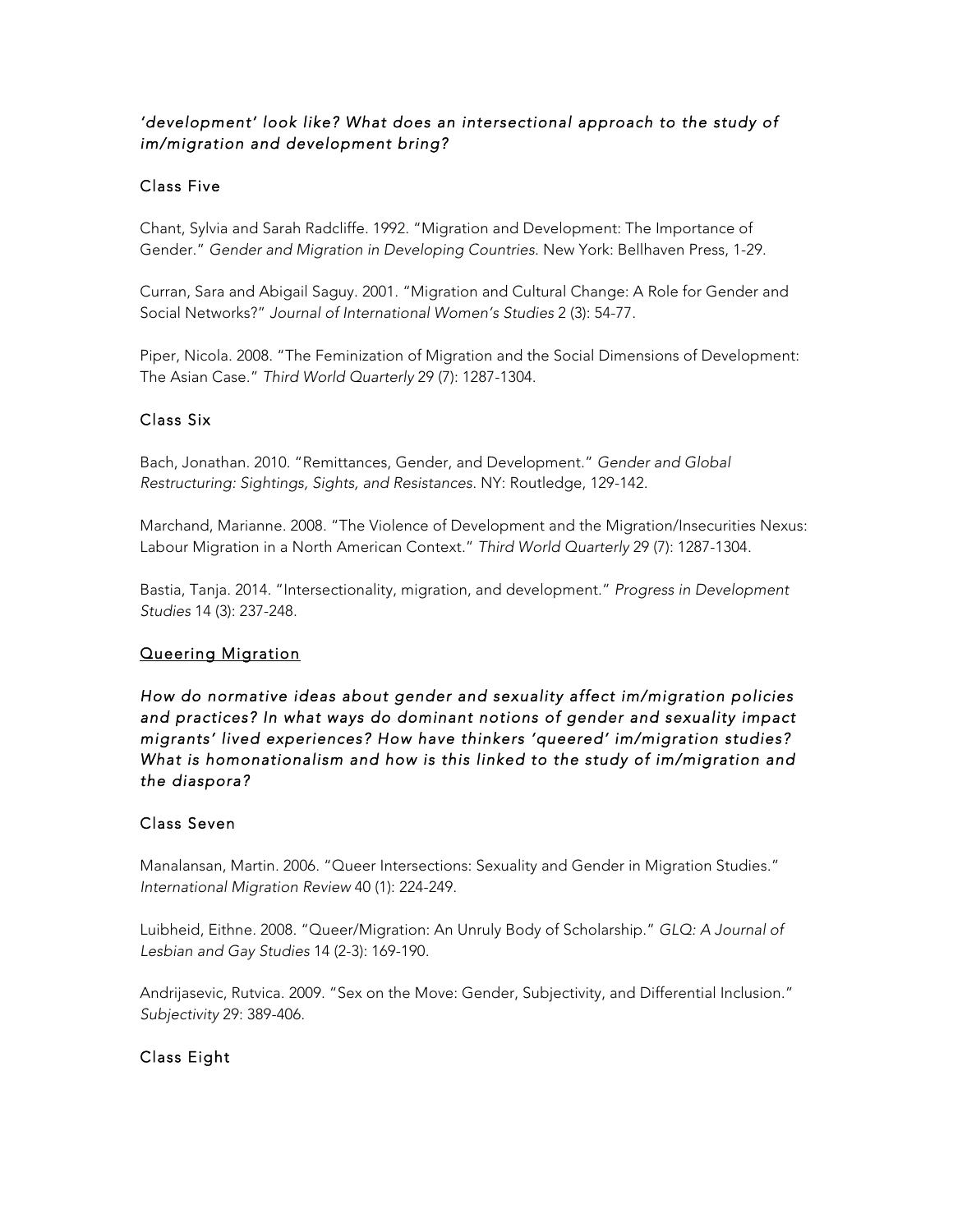*'development' look like? What does an intersectional approach to the study of im/migration and development bring?*

### Class Five

Chant, Sylvia and Sarah Radcliffe. 1992. "Migration and Development: The Importance of Gender." *Gender and Migration in Developing Countries.* New York: Bellhaven Press, 1-29.

Curran, Sara and Abigail Saguy. 2001. "Migration and Cultural Change: A Role for Gender and Social Networks?" *Journal of International Women's Studies* 2 (3): 54-77.

Piper, Nicola. 2008. "The Feminization of Migration and the Social Dimensions of Development: The Asian Case." *Third World Quarterly* 29 (7): 1287-1304.

### Class Six

Bach, Jonathan. 2010. "Remittances, Gender, and Development." *Gender and Global Restructuring: Sightings, Sights, and Resistances*. NY: Routledge, 129-142.

Marchand, Marianne. 2008. "The Violence of Development and the Migration/Insecurities Nexus: Labour Migration in a North American Context." *Third World Quarterly 29* (7): 1287-1304.

Bastia, Tanja. 2014. "Intersectionality, migration, and development." *Progress in Development Studies* 14 (3): 237-248.

## Queering Migration

*How do normative ideas about gender and sexuality affect im/migration policies and practices? In what ways do dominant notions of gender and sexuality impact migrants' lived experiences? How have thinkers 'queered' im/migration studies? What is homonationalism and how is this linked to the study of im/migration and the diaspora?*

### Class Seven

Manalansan, Martin. 2006. "Queer Intersections: Sexuality and Gender in Migration Studies." *International Migration Review* 40 (1): 224-249.

Luibheid, Eithne. 2008. "Queer/Migration: An Unruly Body of Scholarship." *GLQ: A Journal of Lesbian and Gay Studies* 14 (2-3): 169-190.

Andrijasevic, Rutvica. 2009. "Sex on the Move: Gender, Subjectivity, and Differential Inclusion." *Subjectivity* 29: 389-406.

### Class Eight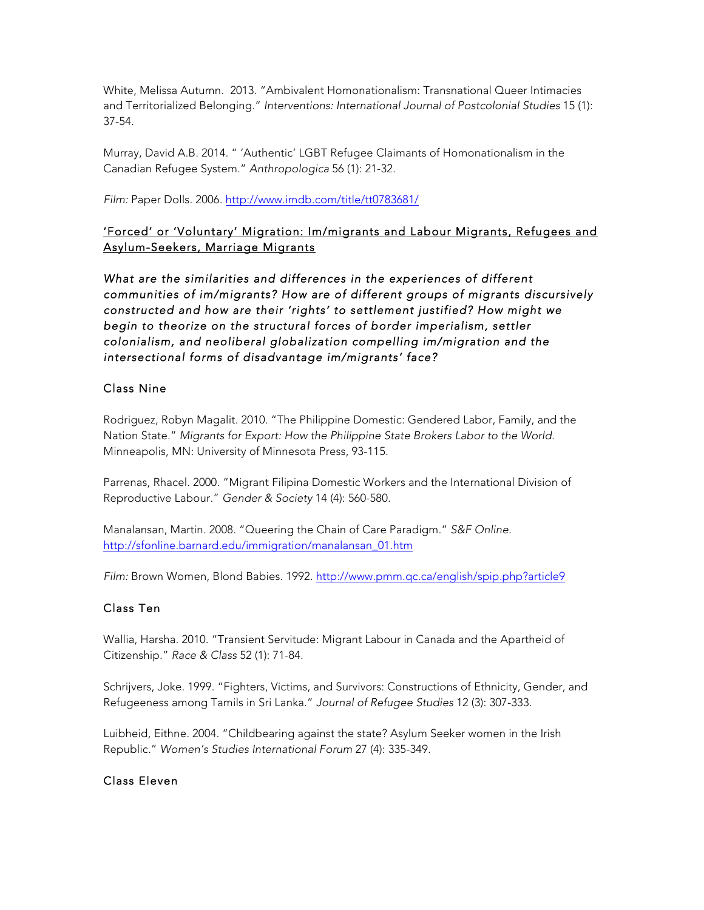White, Melissa Autumn. 2013. "Ambivalent Homonationalism: Transnational Queer Intimacies and Territorialized Belonging." *Interventions: International Journal of Postcolonial Studies* 15 (1): 37-54.

Murray, David A.B. 2014. " 'Authentic' LGBT Refugee Claimants of Homonationalism in the Canadian Refugee System." *Anthropologica* 56 (1): 21-32.

*Film:* Paper Dolls. 2006. http://www.imdb.com/title/tt0783681/

## 'Forced' or 'Voluntary' Migration: Im/migrants and Labour Migrants, Refugees and Asylum-Seekers, Marriage Migrants

*What are the similarities and differences in the experiences of different communities of im/migrants? How are of different groups of migrants discursively constructed and how are their 'rights' to settlement justified? How might we begin to theorize on the structural forces of border imperialism, settler colonialism, and neoliberal globalization compelling im/migration and the intersectional forms of disadvantage im/migrants' face?*

### Class Nine

Rodriguez, Robyn Magalit. 2010. "The Philippine Domestic: Gendered Labor, Family, and the Nation State." *Migrants for Export: How the Philippine State Brokers Labor to the World.* Minneapolis, MN: University of Minnesota Press, 93-115.

Parrenas, Rhacel. 2000. "Migrant Filipina Domestic Workers and the International Division of Reproductive Labour." *Gender & Society* 14 (4): 560-580.

Manalansan, Martin. 2008. "Queering the Chain of Care Paradigm." *S&F Online.* http://sfonline.barnard.edu/immigration/manalansan_01.htm

*Film:* Brown Women, Blond Babies. 1992. http://www.pmm.qc.ca/english/spip.php?article9

### Class Ten

Wallia, Harsha. 2010. "Transient Servitude: Migrant Labour in Canada and the Apartheid of Citizenship." *Race & Class* 52 (1): 71-84.

Schrijvers, Joke. 1999. "Fighters, Victims, and Survivors: Constructions of Ethnicity, Gender, and Refugeeness among Tamils in Sri Lanka." *Journal of Refugee Studies* 12 (3): 307-333.

Luibheid, Eithne. 2004. "Childbearing against the state? Asylum Seeker women in the Irish Republic." *Women's Studies International Forum* 27 (4): 335-349.

### Class Eleven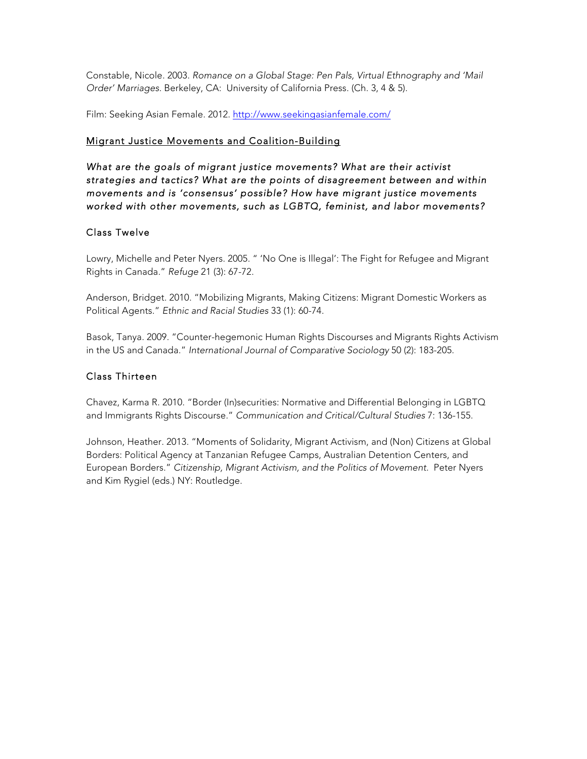Constable, Nicole. 2003. *Romance on a Global Stage: Pen Pals, Virtual Ethnography and 'Mail Order' Marriages*. Berkeley, CA: University of California Press. (Ch. 3, 4 & 5).

Film: Seeking Asian Female. 2012. [http://www.seekingasianfemale.com/](http://www.seekingasianfemale.com/)

## Migrant Justice Movements and Coalition-Building

*What are the goals of migrant justice movements? What are their activist strategies and tactics? What are the points of disagreement between and within movements and is 'consensus' possible? How have migrant justice movements worked with other movements, such as LGBTQ, feminist, and labor movements?*

### Class Twelve

Lowry, Michelle and Peter Nyers. 2005. " 'No One is Illegal': The Fight for Refugee and Migrant Rights in Canada." *Refuge* 21 (3): 67-72.

Anderson, Bridget. 2010. "Mobilizing Migrants, Making Citizens: Migrant Domestic Workers as Political Agents." *Ethnic and Racial Studies* 33 (1): 60-74.

Basok, Tanya. 2009. "Counter-hegemonic Human Rights Discourses and Migrants Rights Activism in the US and Canada." *International Journal of Comparative Sociology* 50 (2): 183-205.

### Class Thirteen

Chavez, Karma R. 2010. "Border (In)securities: Normative and Differential Belonging in LGBTQ and Immigrants Rights Discourse." *Communication and Critical/Cultural Studies* 7: 136-155.

Johnson, Heather. 2013. "Moments of Solidarity, Migrant Activism, and (Non) Citizens at Global Borders: Political Agency at Tanzanian Refugee Camps, Australian Detention Centers, and European Borders." *Citizenship, Migrant Activism, and the Politics of Movement.* Peter Nyers and Kim Rygiel (eds.) NY: Routledge.